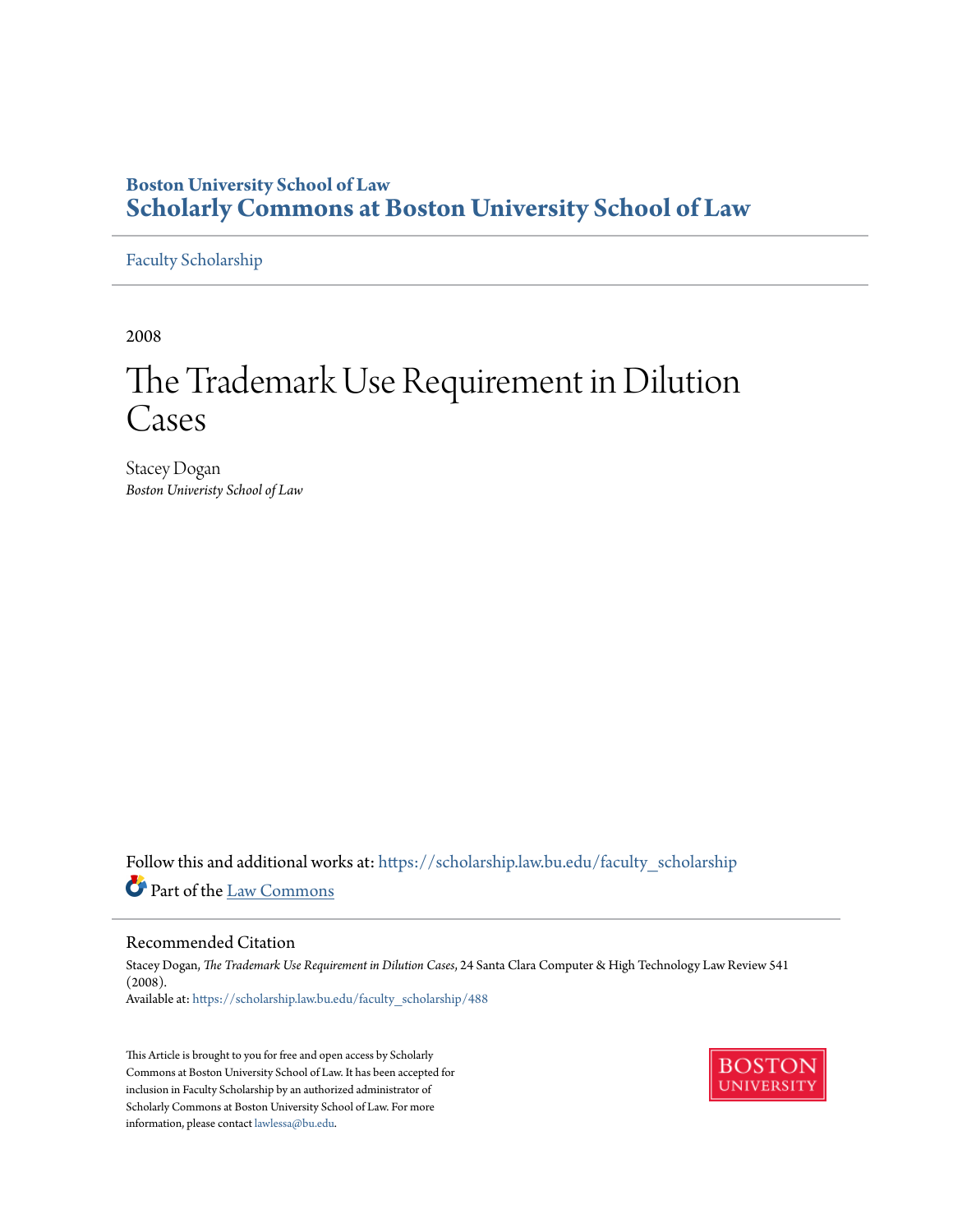**Boston University School of Law**
**Scholarly Commons at Boston University School of Law**

Faculty Scholarship

2008

# The Trademark Use Requirement in Dilution Cases

Stacey Dogan
*Boston Univeristy School of Law*

Follow this and additional works at: https://scholarship.law.bu.edu/faculty_scholarship

Part of the Law Commons

## Recommended Citation

Stacey Dogan, *The Trademark Use Requirement in Dilution Cases*, 24 Santa Clara Computer & High Technology Law Review 541 (2008).
Available at: https://scholarship.law.bu.edu/faculty_scholarship/488

This Article is brought to you for free and open access by Scholarly Commons at Boston University School of Law. It has been accepted for inclusion in Faculty Scholarship by an authorized administrator of Scholarly Commons at Boston University School of Law. For more information, please contact lawlessa@bu.edu.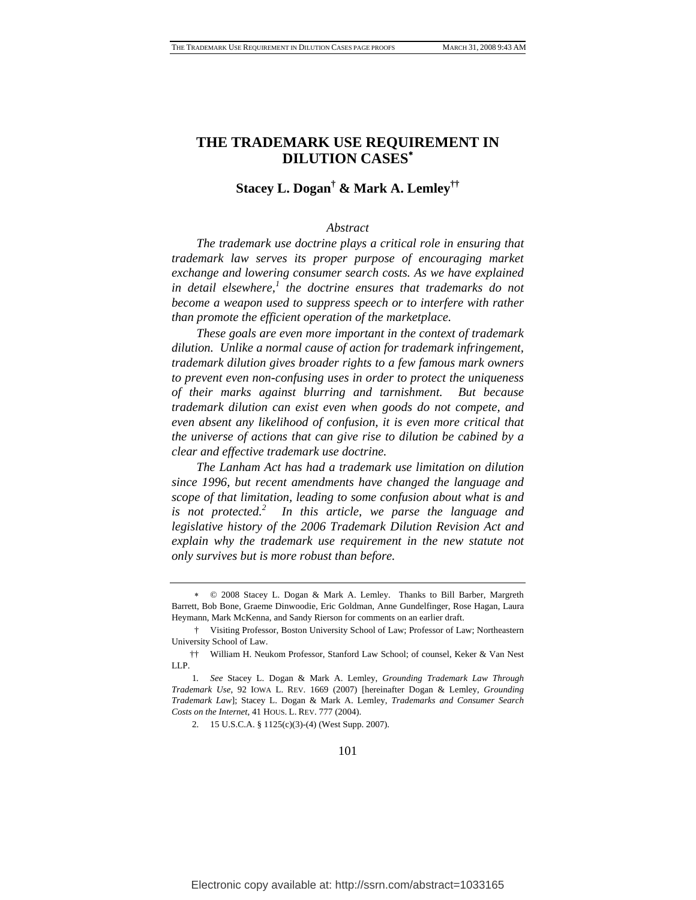# THE TRADEMARK USE REQUIREMENT IN DILUTION CASES[*]

**Stacey L. Dogan[†] & Mark A. Lemley[††]**

*Abstract*

*The trademark use doctrine plays a critical role in ensuring that trademark law serves its proper purpose of encouraging market exchange and lowering consumer search costs. As we have explained in detail elsewhere,[1] the doctrine ensures that trademarks do not become a weapon used to suppress speech or to interfere with rather than promote the efficient operation of the marketplace.*

*These goals are even more important in the context of trademark dilution. Unlike a normal cause of action for trademark infringement, trademark dilution gives broader rights to a few famous mark owners to prevent even non-confusing uses in order to protect the uniqueness of their marks against blurring and tarnishment. But because trademark dilution can exist even when goods do not compete, and even absent any likelihood of confusion, it is even more critical that the universe of actions that can give rise to dilution be cabined by a clear and effective trademark use doctrine.*

*The Lanham Act has had a trademark use limitation on dilution since 1996, but recent amendments have changed the language and scope of that limitation, leading to some confusion about what is and is not protected.[2] In this article, we parse the language and legislative history of the 2006 Trademark Dilution Revision Act and explain why the trademark use requirement in the new statute not only survives but is more robust than before.*

---

[*] © 2008 Stacey L. Dogan & Mark A. Lemley. Thanks to Bill Barber, Margreth Barrett, Bob Bone, Graeme Dinwoodie, Eric Goldman, Anne Gundelfinger, Rose Hagan, Laura Heymann, Mark McKenna, and Sandy Rierson for comments on an earlier draft.

[†] Visiting Professor, Boston University School of Law; Professor of Law; Northeastern University School of Law.

[††] William H. Neukom Professor, Stanford Law School; of counsel, Keker & Van Nest LLP.

1. *See* Stacey L. Dogan & Mark A. Lemley, *Grounding Trademark Law Through Trademark Use*, 92 IOWA L. REV. 1669 (2007) [hereinafter Dogan & Lemley, *Grounding Trademark Law*]; Stacey L. Dogan & Mark A. Lemley, *Trademarks and Consumer Search Costs on the Internet*, 41 HOUS. L. REV. 777 (2004).

2. 15 U.S.C.A. § 1125(c)(3)-(4) (West Supp. 2007).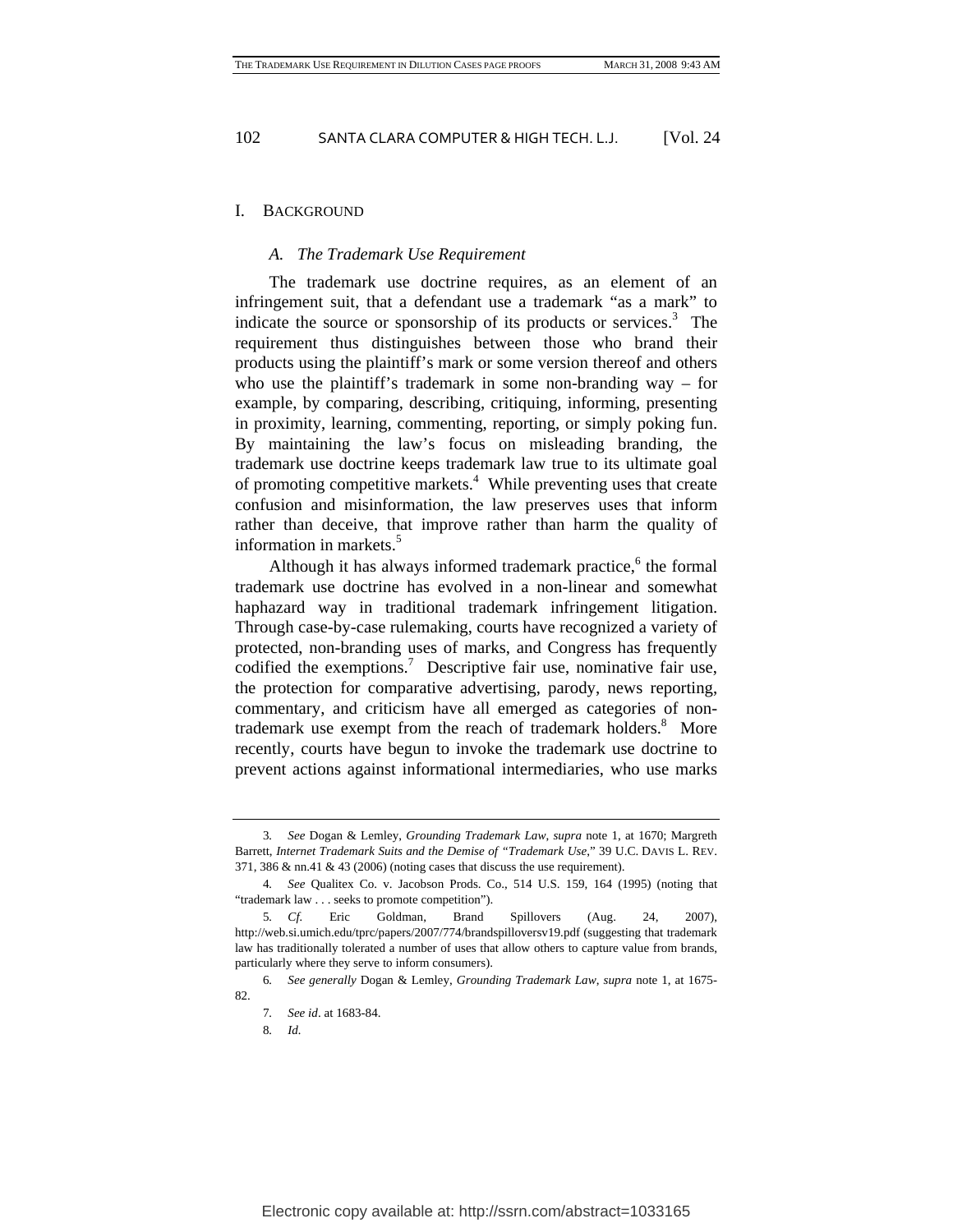# I. BACKGROUND

## *A. The Trademark Use Requirement*

The trademark use doctrine requires, as an element of an infringement suit, that a defendant use a trademark "as a mark" to indicate the source or sponsorship of its products or services.[3] The requirement thus distinguishes between those who brand their products using the plaintiff's mark or some version thereof and others who use the plaintiff's trademark in some non-branding way – for example, by comparing, describing, critiquing, informing, presenting in proximity, learning, commenting, reporting, or simply poking fun. By maintaining the law's focus on misleading branding, the trademark use doctrine keeps trademark law true to its ultimate goal of promoting competitive markets.[4] While preventing uses that create confusion and misinformation, the law preserves uses that inform rather than deceive, that improve rather than harm the quality of information in markets.[5]

Although it has always informed trademark practice,[6] the formal trademark use doctrine has evolved in a non-linear and somewhat haphazard way in traditional trademark infringement litigation. Through case-by-case rulemaking, courts have recognized a variety of protected, non-branding uses of marks, and Congress has frequently codified the exemptions.[7] Descriptive fair use, nominative fair use, the protection for comparative advertising, parody, news reporting, commentary, and criticism have all emerged as categories of non-trademark use exempt from the reach of trademark holders.[8] More recently, courts have begun to invoke the trademark use doctrine to prevent actions against informational intermediaries, who use marks

---

3. *See* Dogan & Lemley, *Grounding Trademark Law*, *supra* note 1, at 1670; Margreth Barrett, *Internet Trademark Suits and the Demise of "Trademark Use*," 39 U.C. DAVIS L. REV. 371, 386 & nn.41 & 43 (2006) (noting cases that discuss the use requirement).

4. *See* Qualitex Co. v. Jacobson Prods. Co., 514 U.S. 159, 164 (1995) (noting that "trademark law . . . seeks to promote competition").

5. *Cf.* Eric Goldman, Brand Spillovers (Aug. 24, 2007), http://web.si.umich.edu/tprc/papers/2007/774/brandspilloversv19.pdf (suggesting that trademark law has traditionally tolerated a number of uses that allow others to capture value from brands, particularly where they serve to inform consumers).

6. *See generally* Dogan & Lemley, *Grounding Trademark Law*, *supra* note 1, at 1675-82.

7. *See id*. at 1683-84.

8. *Id.*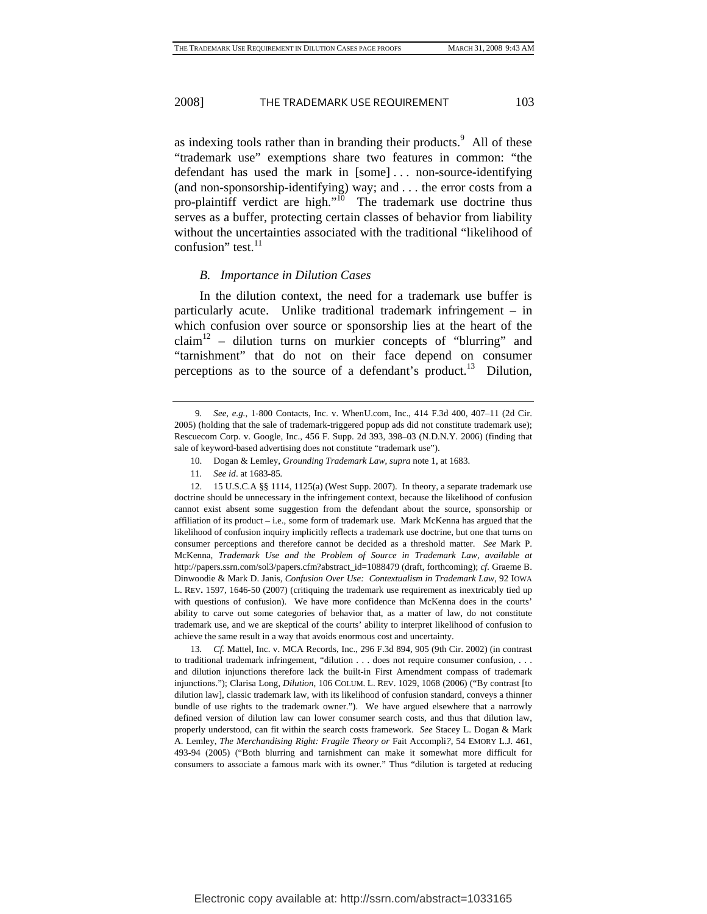as indexing tools rather than in branding their products.[9] All of these "trademark use" exemptions share two features in common: "the defendant has used the mark in [some] . . . non-source-identifying (and non-sponsorship-identifying) way; and . . . the error costs from a pro-plaintiff verdict are high."[10] The trademark use doctrine thus serves as a buffer, protecting certain classes of behavior from liability without the uncertainties associated with the traditional "likelihood of confusion" test.[11]

### *B. Importance in Dilution Cases*

In the dilution context, the need for a trademark use buffer is particularly acute. Unlike traditional trademark infringement – in which confusion over source or sponsorship lies at the heart of the claim[12] – dilution turns on murkier concepts of "blurring" and "tarnishment" that do not on their face depend on consumer perceptions as to the source of a defendant's product.[13] Dilution,

---

9. *See, e.g.*, 1-800 Contacts, Inc. v. WhenU.com, Inc., 414 F.3d 400, 407–11 (2d Cir. 2005) (holding that the sale of trademark-triggered popup ads did not constitute trademark use); Rescuecom Corp. v. Google, Inc., 456 F. Supp. 2d 393, 398–03 (N.D.N.Y. 2006) (finding that sale of keyword-based advertising does not constitute "trademark use").

10. Dogan & Lemley, *Grounding Trademark Law*, *supra* note 1, at 1683.

11. *See id*. at 1683-85.

12. 15 U.S.C.A §§ 1114, 1125(a) (West Supp. 2007). In theory, a separate trademark use doctrine should be unnecessary in the infringement context, because the likelihood of confusion cannot exist absent some suggestion from the defendant about the source, sponsorship or affiliation of its product – i.e., some form of trademark use. Mark McKenna has argued that the likelihood of confusion inquiry implicitly reflects a trademark use doctrine, but one that turns on consumer perceptions and therefore cannot be decided as a threshold matter. *See* Mark P. McKenna, *Trademark Use and the Problem of Source in Trademark Law*, *available at* http://papers.ssrn.com/sol3/papers.cfm?abstract_id=1088479 (draft, forthcoming); *cf.* Graeme B. Dinwoodie & Mark D. Janis, *Confusion Over Use: Contextualism in Trademark Law*, 92 IOWA L. REV. 1597, 1646-50 (2007) (critiquing the trademark use requirement as inextricably tied up with questions of confusion). We have more confidence than McKenna does in the courts' ability to carve out some categories of behavior that, as a matter of law, do not constitute trademark use, and we are skeptical of the courts' ability to interpret likelihood of confusion to achieve the same result in a way that avoids enormous cost and uncertainty.

13. *Cf.* Mattel, Inc. v. MCA Records, Inc., 296 F.3d 894, 905 (9th Cir. 2002) (in contrast to traditional trademark infringement, "dilution . . . does not require consumer confusion, . . . and dilution injunctions therefore lack the built-in First Amendment compass of trademark injunctions."); Clarisa Long, *Dilution*, 106 COLUM. L. REV. 1029, 1068 (2006) ("By contrast [to dilution law], classic trademark law, with its likelihood of confusion standard, conveys a thinner bundle of use rights to the trademark owner."). We have argued elsewhere that a narrowly defined version of dilution law can lower consumer search costs, and thus that dilution law, properly understood, can fit within the search costs framework. *See* Stacey L. Dogan & Mark A. Lemley, *The Merchandising Right: Fragile Theory or* Fait Accompli*?*, 54 EMORY L.J. 461, 493-94 (2005) ("Both blurring and tarnishment can make it somewhat more difficult for consumers to associate a famous mark with its owner." Thus "dilution is targeted at reducing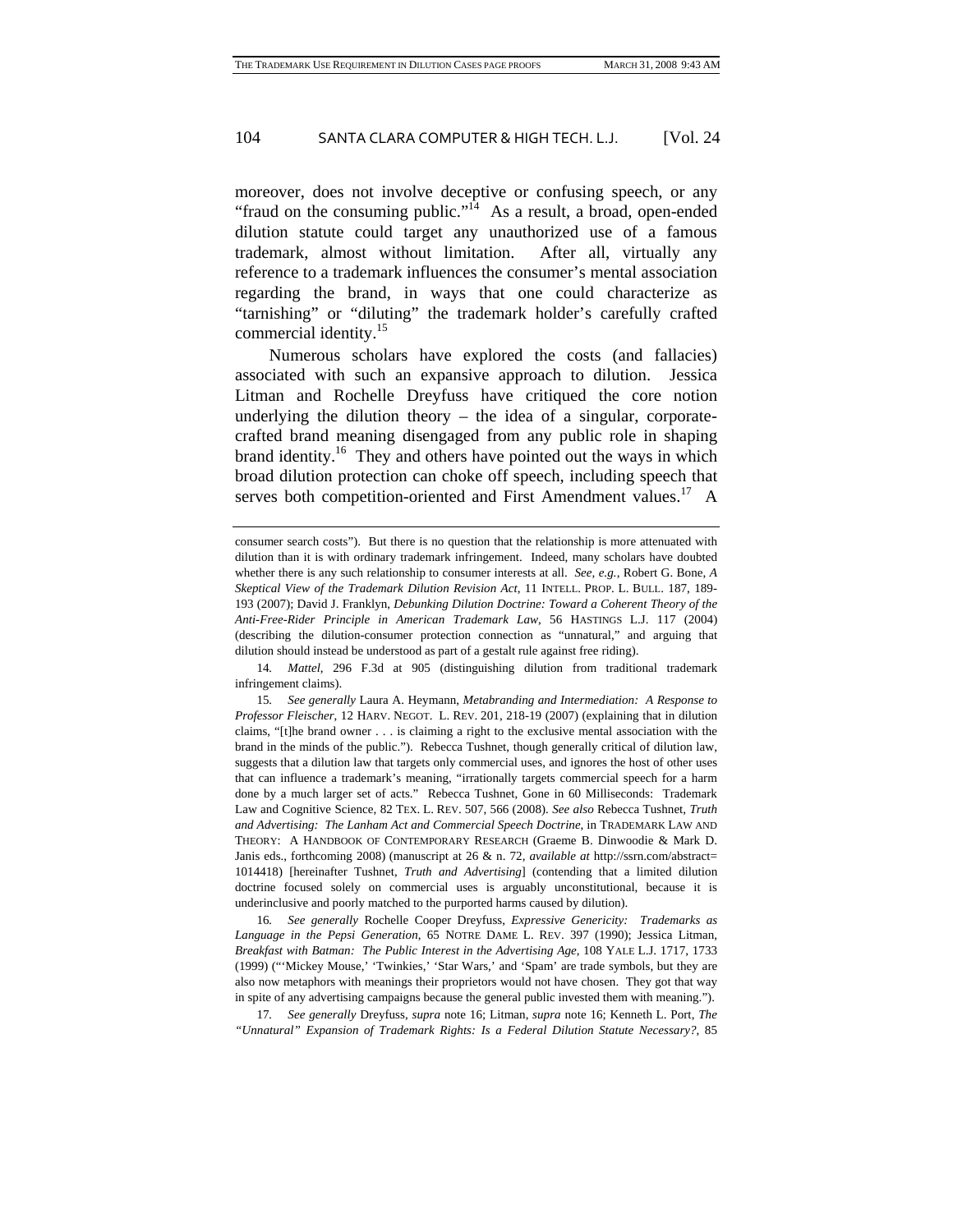moreover, does not involve deceptive or confusing speech, or any "fraud on the consuming public."[14] As a result, a broad, open-ended dilution statute could target any unauthorized use of a famous trademark, almost without limitation. After all, virtually any reference to a trademark influences the consumer's mental association regarding the brand, in ways that one could characterize as "tarnishing" or "diluting" the trademark holder's carefully crafted commercial identity.[15]

Numerous scholars have explored the costs (and fallacies) associated with such an expansive approach to dilution. Jessica Litman and Rochelle Dreyfuss have critiqued the core notion underlying the dilution theory – the idea of a singular, corporate-crafted brand meaning disengaged from any public role in shaping brand identity.[16] They and others have pointed out the ways in which broad dilution protection can choke off speech, including speech that serves both competition-oriented and First Amendment values.[17] A

---

consumer search costs"). But there is no question that the relationship is more attenuated with dilution than it is with ordinary trademark infringement. Indeed, many scholars have doubted whether there is any such relationship to consumer interests at all. *See, e.g.*, Robert G. Bone, *A Skeptical View of the Trademark Dilution Revision Act*, 11 INTELL. PROP. L. BULL. 187, 189-193 (2007); David J. Franklyn, *Debunking Dilution Doctrine: Toward a Coherent Theory of the Anti-Free-Rider Principle in American Trademark Law*, 56 HASTINGS L.J. 117 (2004) (describing the dilution-consumer protection connection as "unnatural," and arguing that dilution should instead be understood as part of a gestalt rule against free riding).

14. *Mattel*, 296 F.3d at 905 (distinguishing dilution from traditional trademark infringement claims).

15. *See generally* Laura A. Heymann, *Metabranding and Intermediation: A Response to Professor Fleischer*, 12 HARV. NEGOT. L. REV. 201, 218-19 (2007) (explaining that in dilution claims, "[t]he brand owner . . . is claiming a right to the exclusive mental association with the brand in the minds of the public."). Rebecca Tushnet, though generally critical of dilution law, suggests that a dilution law that targets only commercial uses, and ignores the host of other uses that can influence a trademark's meaning, "irrationally targets commercial speech for a harm done by a much larger set of acts." Rebecca Tushnet, Gone in 60 Milliseconds: Trademark Law and Cognitive Science, 82 TEX. L. REV. 507, 566 (2008). *See also* Rebecca Tushnet, *Truth and Advertising: The Lanham Act and Commercial Speech Doctrine*, in TRADEMARK LAW AND THEORY: A HANDBOOK OF CONTEMPORARY RESEARCH (Graeme B. Dinwoodie & Mark D. Janis eds., forthcoming 2008) (manuscript at 26 & n. 72, *available at* http://ssrn.com/abstract=1014418) [hereinafter Tushnet, *Truth and Advertising*] (contending that a limited dilution doctrine focused solely on commercial uses is arguably unconstitutional, because it is underinclusive and poorly matched to the purported harms caused by dilution).

16. *See generally* Rochelle Cooper Dreyfuss, *Expressive Genericity: Trademarks as Language in the Pepsi Generation*, 65 NOTRE DAME L. REV. 397 (1990); Jessica Litman, *Breakfast with Batman: The Public Interest in the Advertising Age*, 108 YALE L.J. 1717, 1733 (1999) ("'Mickey Mouse,' 'Twinkies,' 'Star Wars,' and 'Spam' are trade symbols, but they are also now metaphors with meanings their proprietors would not have chosen. They got that way in spite of any advertising campaigns because the general public invested them with meaning.").

17. *See generally* Dreyfuss, *supra* note 16; Litman, *supra* note 16; Kenneth L. Port, *The "Unnatural" Expansion of Trademark Rights: Is a Federal Dilution Statute Necessary?*, 85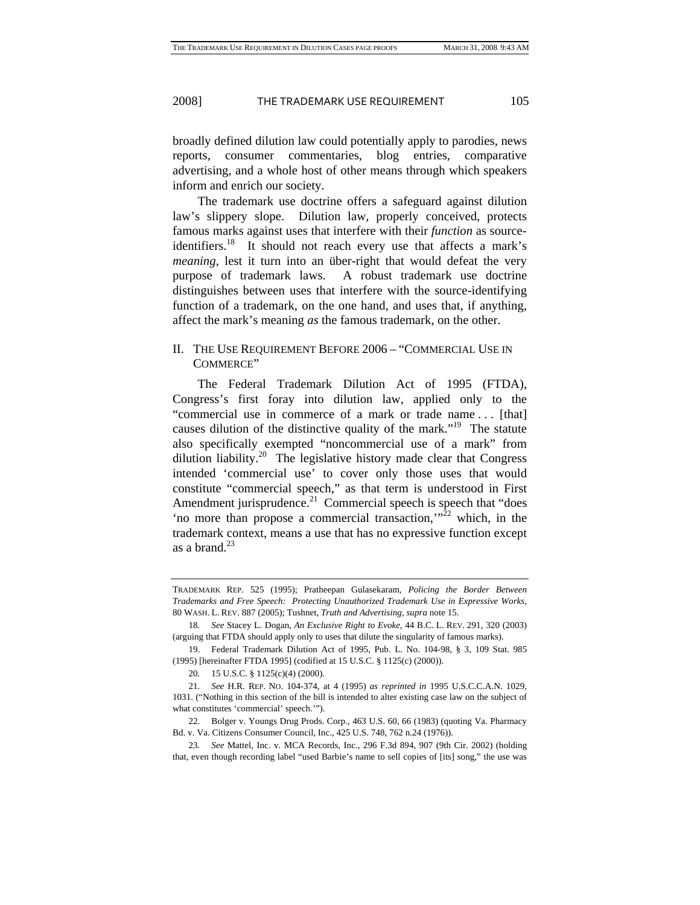broadly defined dilution law could potentially apply to parodies, news reports, consumer commentaries, blog entries, comparative advertising, and a whole host of other means through which speakers inform and enrich our society.

The trademark use doctrine offers a safeguard against dilution law's slippery slope. Dilution law, properly conceived, protects famous marks against uses that interfere with their *function* as source-identifiers.[18] It should not reach every use that affects a mark's *meaning*, lest it turn into an über-right that would defeat the very purpose of trademark laws. A robust trademark use doctrine distinguishes between uses that interfere with the source-identifying function of a trademark, on the one hand, and uses that, if anything, affect the mark's meaning *as* the famous trademark, on the other.

## II. The Use Requirement Before 2006 – "Commercial Use in Commerce"

The Federal Trademark Dilution Act of 1995 (FTDA), Congress's first foray into dilution law, applied only to the "commercial use in commerce of a mark or trade name . . . [that] causes dilution of the distinctive quality of the mark."[19] The statute also specifically exempted "noncommercial use of a mark" from dilution liability.[20] The legislative history made clear that Congress intended 'commercial use' to cover only those uses that would constitute "commercial speech," as that term is understood in First Amendment jurisprudence.[21] Commercial speech is speech that "does 'no more than propose a commercial transaction,'"[22] which, in the trademark context, means a use that has no expressive function except as a brand.[23]

---

TRADEMARK REP. 525 (1995); Pratheepan Gulasekaram, *Policing the Border Between Trademarks and Free Speech: Protecting Unauthorized Trademark Use in Expressive Works*, 80 WASH. L. REV. 887 (2005); Tushnet, *Truth and Advertising*, *supra* note 15.

18. *See* Stacey L. Dogan, *An Exclusive Right to Evoke*, 44 B.C. L. REV. 291, 320 (2003) (arguing that FTDA should apply only to uses that dilute the singularity of famous marks).

19. Federal Trademark Dilution Act of 1995, Pub. L. No. 104-98, § 3, 109 Stat. 985 (1995) [hereinafter FTDA 1995] (codified at 15 U.S.C. § 1125(c) (2000)).

20. 15 U.S.C. § 1125(c)(4) (2000).

21. *See* H.R. REP. NO. 104-374, at 4 (1995) *as reprinted in* 1995 U.S.C.C.A.N. 1029, 1031. ("Nothing in this section of the bill is intended to alter existing case law on the subject of what constitutes 'commercial' speech.'").

22. Bolger v. Youngs Drug Prods. Corp., 463 U.S. 60, 66 (1983) (quoting Va. Pharmacy Bd. v. Va. Citizens Consumer Council, Inc., 425 U.S. 748, 762 n.24 (1976)).

23. *See* Mattel, Inc. v. MCA Records, Inc., 296 F.3d 894, 907 (9th Cir. 2002) (holding that, even though recording label "used Barbie's name to sell copies of [its] song," the use was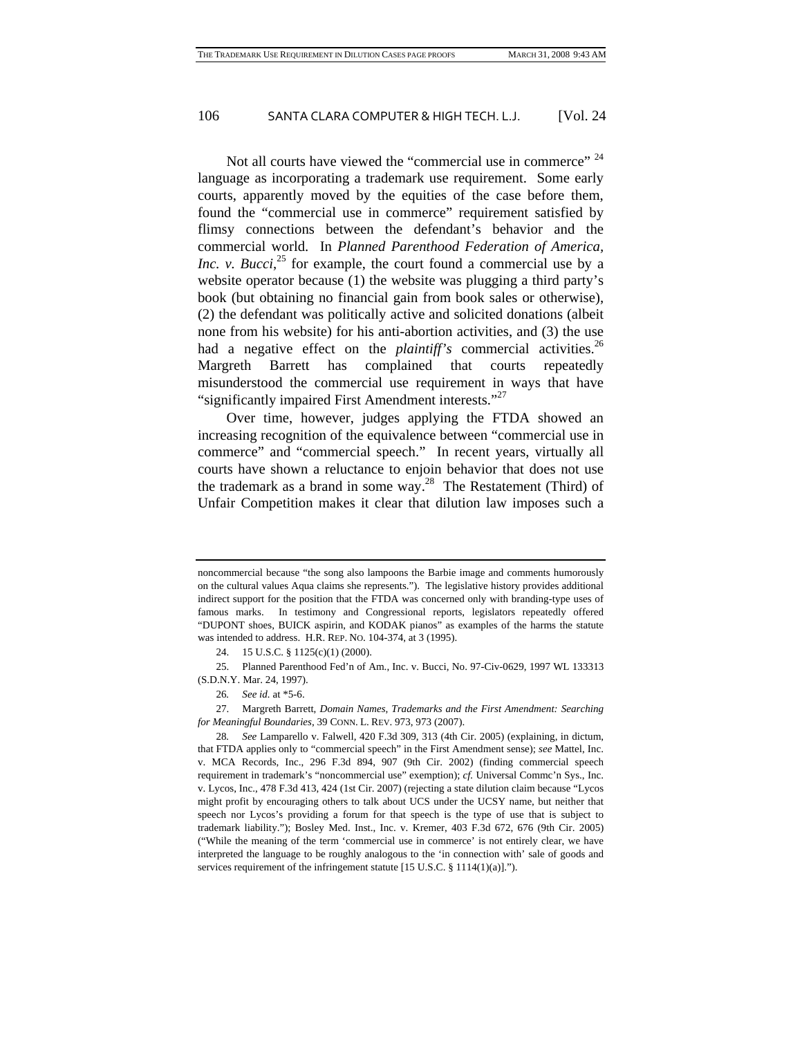Not all courts have viewed the "commercial use in commerce" [24] language as incorporating a trademark use requirement. Some early courts, apparently moved by the equities of the case before them, found the "commercial use in commerce" requirement satisfied by flimsy connections between the defendant's behavior and the commercial world. In *Planned Parenthood Federation of America, Inc. v. Bucci*,[25] for example, the court found a commercial use by a website operator because (1) the website was plugging a third party's book (but obtaining no financial gain from book sales or otherwise), (2) the defendant was politically active and solicited donations (albeit none from his website) for his anti-abortion activities, and (3) the use had a negative effect on the *plaintiff's* commercial activities.[26] Margreth Barrett has complained that courts repeatedly misunderstood the commercial use requirement in ways that have "significantly impaired First Amendment interests."[27]

Over time, however, judges applying the FTDA showed an increasing recognition of the equivalence between "commercial use in commerce" and "commercial speech." In recent years, virtually all courts have shown a reluctance to enjoin behavior that does not use the trademark as a brand in some way.[28] The Restatement (Third) of Unfair Competition makes it clear that dilution law imposes such a

---

noncommercial because "the song also lampoons the Barbie image and comments humorously on the cultural values Aqua claims she represents."). The legislative history provides additional indirect support for the position that the FTDA was concerned only with branding-type uses of famous marks. In testimony and Congressional reports, legislators repeatedly offered "DUPONT shoes, BUICK aspirin, and KODAK pianos" as examples of the harms the statute was intended to address. H.R. REP. NO. 104-374, at 3 (1995).

24. 15 U.S.C. § 1125(c)(1) (2000).

25. Planned Parenthood Fed'n of Am., Inc. v. Bucci, No. 97-Civ-0629, 1997 WL 133313 (S.D.N.Y. Mar. 24, 1997).

26. *See id.* at *5-6.

27. Margreth Barrett, *Domain Names, Trademarks and the First Amendment: Searching for Meaningful Boundaries*, 39 CONN. L. REV. 973, 973 (2007).

28. *See* Lamparello v. Falwell, 420 F.3d 309, 313 (4th Cir. 2005) (explaining, in dictum, that FTDA applies only to "commercial speech" in the First Amendment sense); *see* Mattel, Inc. v. MCA Records, Inc., 296 F.3d 894, 907 (9th Cir. 2002) (finding commercial speech requirement in trademark's "noncommercial use" exemption); *cf.* Universal Commc'n Sys., Inc. v. Lycos, Inc., 478 F.3d 413, 424 (1st Cir. 2007) (rejecting a state dilution claim because "Lycos might profit by encouraging others to talk about UCS under the UCSY name, but neither that speech nor Lycos's providing a forum for that speech is the type of use that is subject to trademark liability."); Bosley Med. Inst., Inc. v. Kremer, 403 F.3d 672, 676 (9th Cir. 2005) ("While the meaning of the term 'commercial use in commerce' is not entirely clear, we have interpreted the language to be roughly analogous to the 'in connection with' sale of goods and services requirement of the infringement statute [15 U.S.C. § 1114(1)(a)].").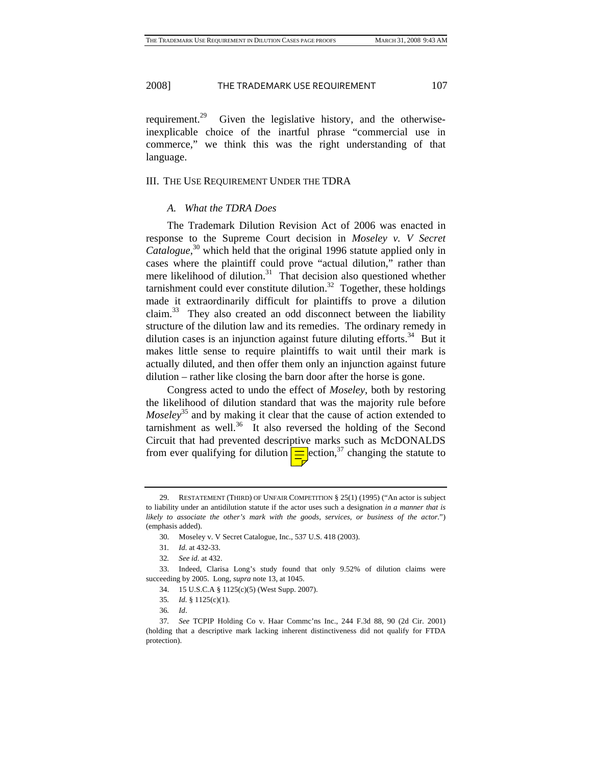requirement.[29] Given the legislative history, and the otherwise-inexplicable choice of the inartful phrase "commercial use in commerce," we think this was the right understanding of that language.

## III. The Use Requirement Under the TDRA

### A. *What the TDRA Does*

The Trademark Dilution Revision Act of 2006 was enacted in response to the Supreme Court decision in *Moseley v. V Secret Catalogue*,[30] which held that the original 1996 statute applied only in cases where the plaintiff could prove "actual dilution," rather than mere likelihood of dilution.[31] That decision also questioned whether tarnishment could ever constitute dilution.[32] Together, these holdings made it extraordinarily difficult for plaintiffs to prove a dilution claim.[33] They also created an odd disconnect between the liability structure of the dilution law and its remedies. The ordinary remedy in dilution cases is an injunction against future diluting efforts.[34] But it makes little sense to require plaintiffs to wait until their mark is actually diluted, and then offer them only an injunction against future dilution – rather like closing the barn door after the horse is gone.

Congress acted to undo the effect of *Moseley*, both by restoring the likelihood of dilution standard that was the majority rule before *Moseley*[35] and by making it clear that the cause of action extended to tarnishment as well.[36] It also reversed the holding of the Second Circuit that had prevented descriptive marks such as McDONALDS from ever qualifying for dilution protection,[37] changing the statute to

---

29. Restatement (Third) of Unfair Competition § 25(1) (1995) ("An actor is subject to liability under an antidilution statute if the actor uses such a designation *in a manner that is likely to associate the other's mark with the goods, services, or business of the actor*.") (emphasis added).

30. Moseley v. V Secret Catalogue, Inc., 537 U.S. 418 (2003).

31. *Id.* at 432-33.

32. *See id.* at 432.

33. Indeed, Clarisa Long's study found that only 9.52% of dilution claims were succeeding by 2005. Long, *supra* note 13, at 1045.

34. 15 U.S.C.A § 1125(c)(5) (West Supp. 2007).

35. *Id.* § 1125(c)(1).

36. *Id*.

37. *See* TCPIP Holding Co v. Haar Commc'ns Inc., 244 F.3d 88, 90 (2d Cir. 2001) (holding that a descriptive mark lacking inherent distinctiveness did not qualify for FTDA protection).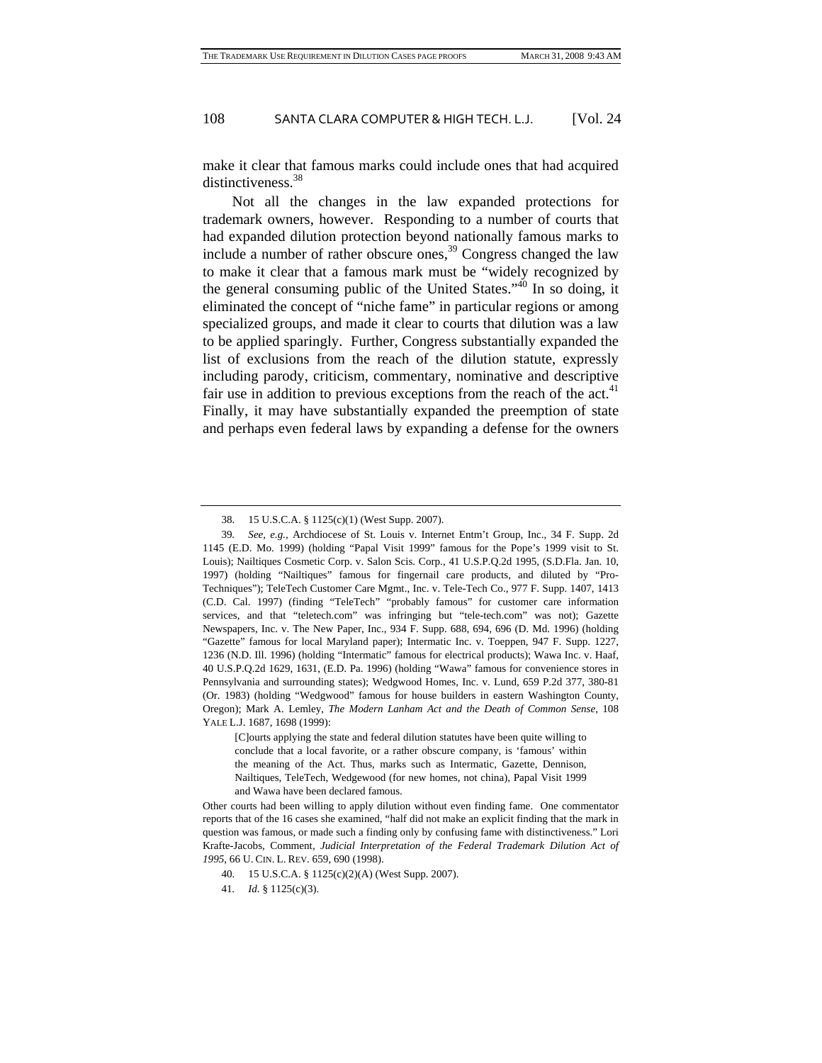make it clear that famous marks could include ones that had acquired distinctiveness.[38]

Not all the changes in the law expanded protections for trademark owners, however. Responding to a number of courts that had expanded dilution protection beyond nationally famous marks to include a number of rather obscure ones,[39] Congress changed the law to make it clear that a famous mark must be "widely recognized by the general consuming public of the United States."[40] In so doing, it eliminated the concept of "niche fame" in particular regions or among specialized groups, and made it clear to courts that dilution was a law to be applied sparingly. Further, Congress substantially expanded the list of exclusions from the reach of the dilution statute, expressly including parody, criticism, commentary, nominative and descriptive fair use in addition to previous exceptions from the reach of the act.[41] Finally, it may have substantially expanded the preemption of state and perhaps even federal laws by expanding a defense for the owners

---

38. 15 U.S.C.A. § 1125(c)(1) (West Supp. 2007).

39. *See, e.g.*, Archdiocese of St. Louis v. Internet Entm't Group, Inc., 34 F. Supp. 2d 1145 (E.D. Mo. 1999) (holding "Papal Visit 1999" famous for the Pope's 1999 visit to St. Louis); Nailtiques Cosmetic Corp. v. Salon Scis. Corp., 41 U.S.P.Q.2d 1995, (S.D.Fla. Jan. 10, 1997) (holding "Nailtiques" famous for fingernail care products, and diluted by "Pro-Techniques"); TeleTech Customer Care Mgmt., Inc. v. Tele-Tech Co., 977 F. Supp. 1407, 1413 (C.D. Cal. 1997) (finding "TeleTech" "probably famous" for customer care information services, and that "teletech.com" was infringing but "tele-tech.com" was not); Gazette Newspapers, Inc. v. The New Paper, Inc., 934 F. Supp. 688, 694, 696 (D. Md. 1996) (holding "Gazette" famous for local Maryland paper); Intermatic Inc. v. Toeppen, 947 F. Supp. 1227, 1236 (N.D. Ill. 1996) (holding "Intermatic" famous for electrical products); Wawa Inc. v. Haaf, 40 U.S.P.Q.2d 1629, 1631, (E.D. Pa. 1996) (holding "Wawa" famous for convenience stores in Pennsylvania and surrounding states); Wedgwood Homes, Inc. v. Lund, 659 P.2d 377, 380-81 (Or. 1983) (holding "Wedgwood" famous for house builders in eastern Washington County, Oregon); Mark A. Lemley, *The Modern Lanham Act and the Death of Common Sense*, 108 YALE L.J. 1687, 1698 (1999):

> [C]ourts applying the state and federal dilution statutes have been quite willing to conclude that a local favorite, or a rather obscure company, is 'famous' within the meaning of the Act. Thus, marks such as Intermatic, Gazette, Dennison, Nailtiques, TeleTech, Wedgewood (for new homes, not china), Papal Visit 1999 and Wawa have been declared famous.

Other courts had been willing to apply dilution without even finding fame. One commentator reports that of the 16 cases she examined, "half did not make an explicit finding that the mark in question was famous, or made such a finding only by confusing fame with distinctiveness." Lori Krafte-Jacobs, Comment, *Judicial Interpretation of the Federal Trademark Dilution Act of 1995*, 66 U. CIN. L. REV. 659, 690 (1998).

40. 15 U.S.C.A. § 1125(c)(2)(A) (West Supp. 2007).

41. *Id.* § 1125(c)(3).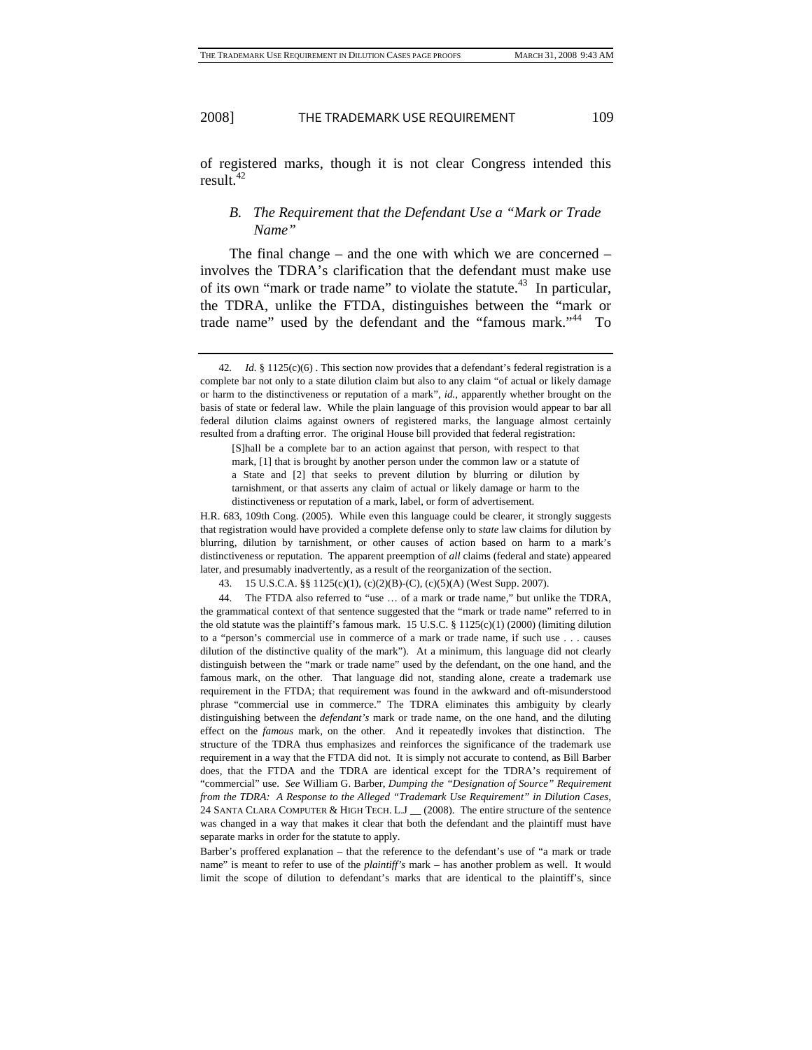of registered marks, though it is not clear Congress intended this result.[42]

### *B. The Requirement that the Defendant Use a "Mark or Trade Name"*

The final change – and the one with which we are concerned – involves the TDRA's clarification that the defendant must make use of its own "mark or trade name" to violate the statute.[43] In particular, the TDRA, unlike the FTDA, distinguishes between the "mark or trade name" used by the defendant and the "famous mark."[44] To

---

42. *Id*. § 1125(c)(6) . This section now provides that a defendant's federal registration is a complete bar not only to a state dilution claim but also to any claim "of actual or likely damage or harm to the distinctiveness or reputation of a mark", *id.*, apparently whether brought on the basis of state or federal law. While the plain language of this provision would appear to bar all federal dilution claims against owners of registered marks, the language almost certainly resulted from a drafting error. The original House bill provided that federal registration:

> [S]hall be a complete bar to an action against that person, with respect to that mark, [1] that is brought by another person under the common law or a statute of a State and [2] that seeks to prevent dilution by blurring or dilution by tarnishment, or that asserts any claim of actual or likely damage or harm to the distinctiveness or reputation of a mark, label, or form of advertisement.

H.R. 683, 109th Cong. (2005). While even this language could be clearer, it strongly suggests that registration would have provided a complete defense only to *state* law claims for dilution by blurring, dilution by tarnishment, or other causes of action based on harm to a mark's distinctiveness or reputation. The apparent preemption of *all* claims (federal and state) appeared later, and presumably inadvertently, as a result of the reorganization of the section.

43. 15 U.S.C.A. §§ 1125(c)(1), (c)(2)(B)-(C), (c)(5)(A) (West Supp. 2007).

44. The FTDA also referred to "use … of a mark or trade name," but unlike the TDRA, the grammatical context of that sentence suggested that the "mark or trade name" referred to in the old statute was the plaintiff's famous mark. 15 U.S.C. § 1125(c)(1) (2000) (limiting dilution to a "person's commercial use in commerce of a mark or trade name, if such use . . . causes dilution of the distinctive quality of the mark"). At a minimum, this language did not clearly distinguish between the "mark or trade name" used by the defendant, on the one hand, and the famous mark, on the other. That language did not, standing alone, create a trademark use requirement in the FTDA; that requirement was found in the awkward and oft-misunderstood phrase "commercial use in commerce." The TDRA eliminates this ambiguity by clearly distinguishing between the *defendant's* mark or trade name, on the one hand, and the diluting effect on the *famous* mark, on the other. And it repeatedly invokes that distinction. The structure of the TDRA thus emphasizes and reinforces the significance of the trademark use requirement in a way that the FTDA did not. It is simply not accurate to contend, as Bill Barber does, that the FTDA and the TDRA are identical except for the TDRA's requirement of "commercial" use. *See* William G. Barber, *Dumping the "Designation of Source" Requirement from the TDRA: A Response to the Alleged "Trademark Use Requirement" in Dilution Cases*, 24 SANTA CLARA COMPUTER & HIGH TECH. L.J __ (2008). The entire structure of the sentence was changed in a way that makes it clear that both the defendant and the plaintiff must have separate marks in order for the statute to apply.

Barber's proffered explanation – that the reference to the defendant's use of "a mark or trade name" is meant to refer to use of the *plaintiff's* mark – has another problem as well. It would limit the scope of dilution to defendant's marks that are identical to the plaintiff's, since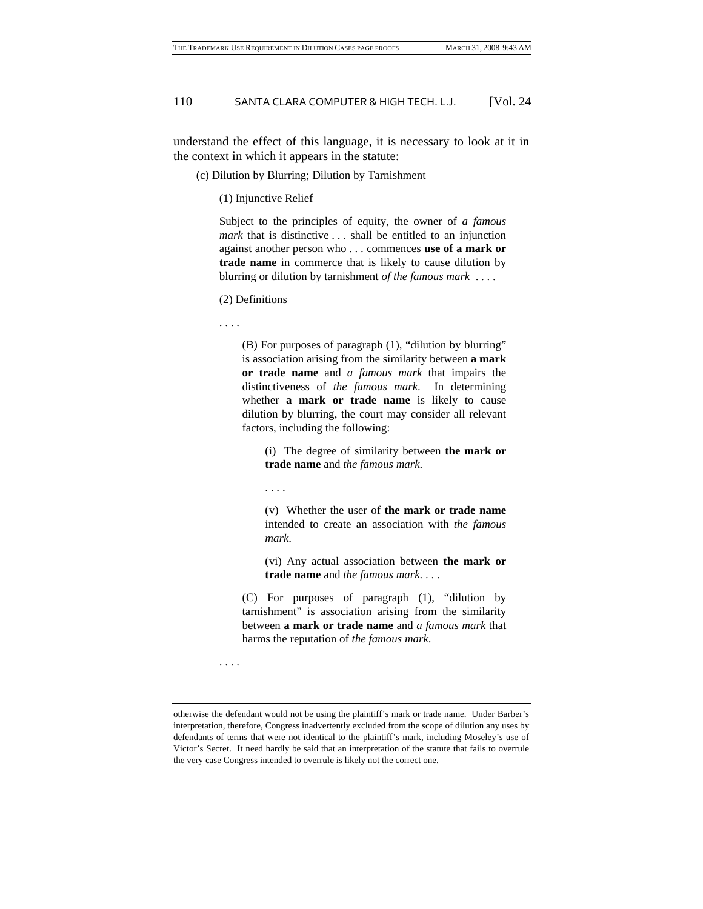understand the effect of this language, it is necessary to look at it in the context in which it appears in the statute:

> (c) Dilution by Blurring; Dilution by Tarnishment
>
> > (1) Injunctive Relief
> >
> > Subject to the principles of equity, the owner of *a famous mark* that is distinctive . . . shall be entitled to an injunction against another person who . . . commences **use of a mark or trade name** in commerce that is likely to cause dilution by blurring or dilution by tarnishment *of the famous mark* . . . .
> >
> > (2) Definitions
> >
> > . . . .
> >
> > > (B) For purposes of paragraph (1), "dilution by blurring" is association arising from the similarity between **a mark or trade name** and *a famous mark* that impairs the distinctiveness of *the famous mark*. In determining whether **a mark or trade name** is likely to cause dilution by blurring, the court may consider all relevant factors, including the following:
> > >
> > > > (i) The degree of similarity between **the mark or trade name** and *the famous mark*.
> > > >
> > > > . . . .
> > > >
> > > > (v) Whether the user of **the mark or trade name** intended to create an association with *the famous mark*.
> > > >
> > > > (vi) Any actual association between **the mark or trade name** and *the famous mark*. . . .
> > >
> > > (C) For purposes of paragraph (1), "dilution by tarnishment" is association arising from the similarity between **a mark or trade name** and *a famous mark* that harms the reputation of *the famous mark*.
> >
> > . . . .

---

otherwise the defendant would not be using the plaintiff's mark or trade name. Under Barber's interpretation, therefore, Congress inadvertently excluded from the scope of dilution any uses by defendants of terms that were not identical to the plaintiff's mark, including Moseley's use of Victor's Secret. It need hardly be said that an interpretation of the statute that fails to overrule the very case Congress intended to overrule is likely not the correct one.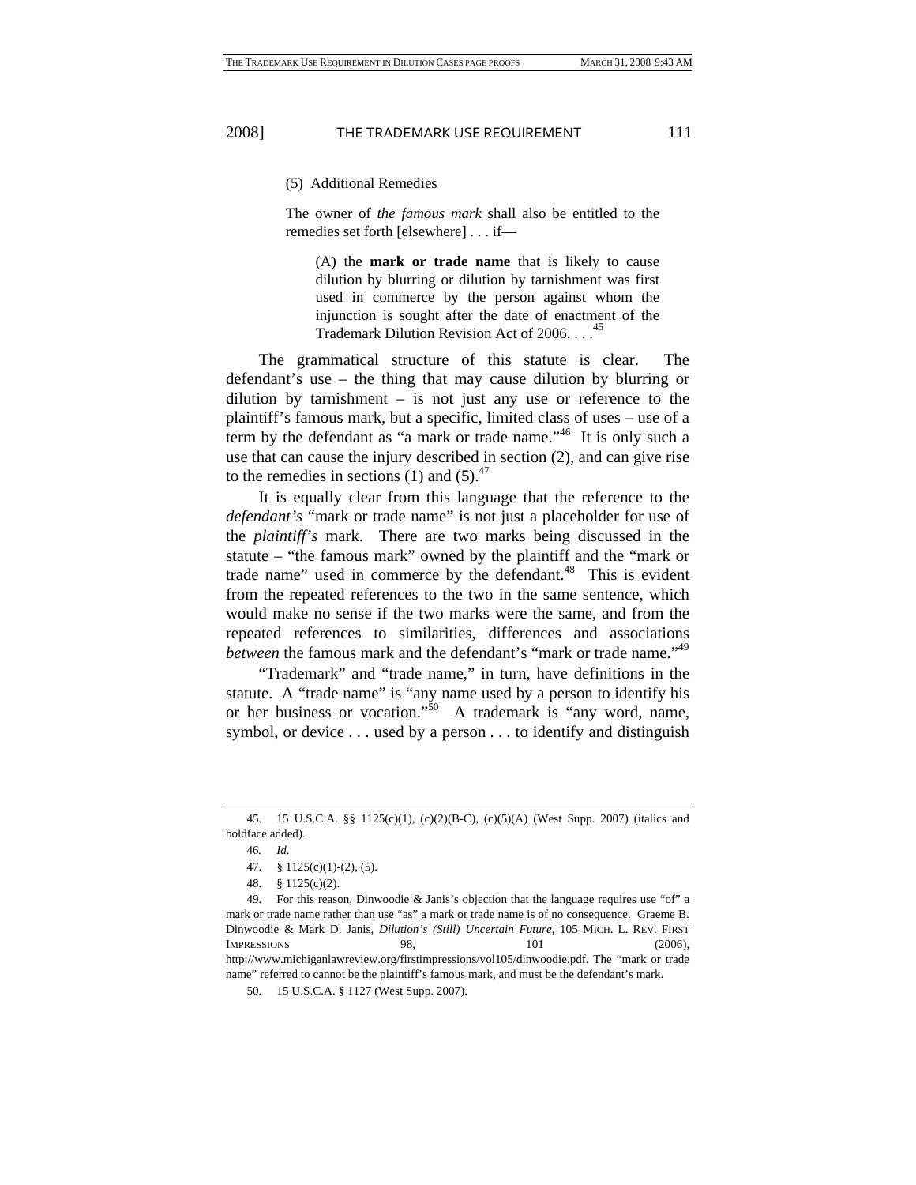> (5) Additional Remedies
>
> The owner of *the famous mark* shall also be entitled to the remedies set forth [elsewhere] . . . if—
>
> > (A) the **mark or trade name** that is likely to cause dilution by blurring or dilution by tarnishment was first used in commerce by the person against whom the injunction is sought after the date of enactment of the Trademark Dilution Revision Act of 2006. . . .[45]

The grammatical structure of this statute is clear. The defendant's use – the thing that may cause dilution by blurring or dilution by tarnishment – is not just any use or reference to the plaintiff's famous mark, but a specific, limited class of uses – use of a term by the defendant as "a mark or trade name."[46] It is only such a use that can cause the injury described in section (2), and can give rise to the remedies in sections (1) and (5).[47]

It is equally clear from this language that the reference to the *defendant's* "mark or trade name" is not just a placeholder for use of the *plaintiff's* mark. There are two marks being discussed in the statute – "the famous mark" owned by the plaintiff and the "mark or trade name" used in commerce by the defendant.[48] This is evident from the repeated references to the two in the same sentence, which would make no sense if the two marks were the same, and from the repeated references to similarities, differences and associations *between* the famous mark and the defendant's "mark or trade name."[49]

"Trademark" and "trade name," in turn, have definitions in the statute. A "trade name" is "any name used by a person to identify his or her business or vocation."[50] A trademark is "any word, name, symbol, or device . . . used by a person . . . to identify and distinguish

---

45. 15 U.S.C.A. §§ 1125(c)(1), (c)(2)(B-C), (c)(5)(A) (West Supp. 2007) (italics and boldface added).

46. *Id*.

47. § 1125(c)(1)-(2), (5).

48. § 1125(c)(2).

49. For this reason, Dinwoodie & Janis's objection that the language requires use "of" a mark or trade name rather than use "as" a mark or trade name is of no consequence. Graeme B. Dinwoodie & Mark D. Janis, *Dilution's (Still) Uncertain Future*, 105 MICH. L. REV. FIRST IMPRESSIONS 98, 101 (2006), http://www.michiganlawreview.org/firstimpressions/vol105/dinwoodie.pdf. The "mark or trade name" referred to cannot be the plaintiff's famous mark, and must be the defendant's mark.

50. 15 U.S.C.A. § 1127 (West Supp. 2007).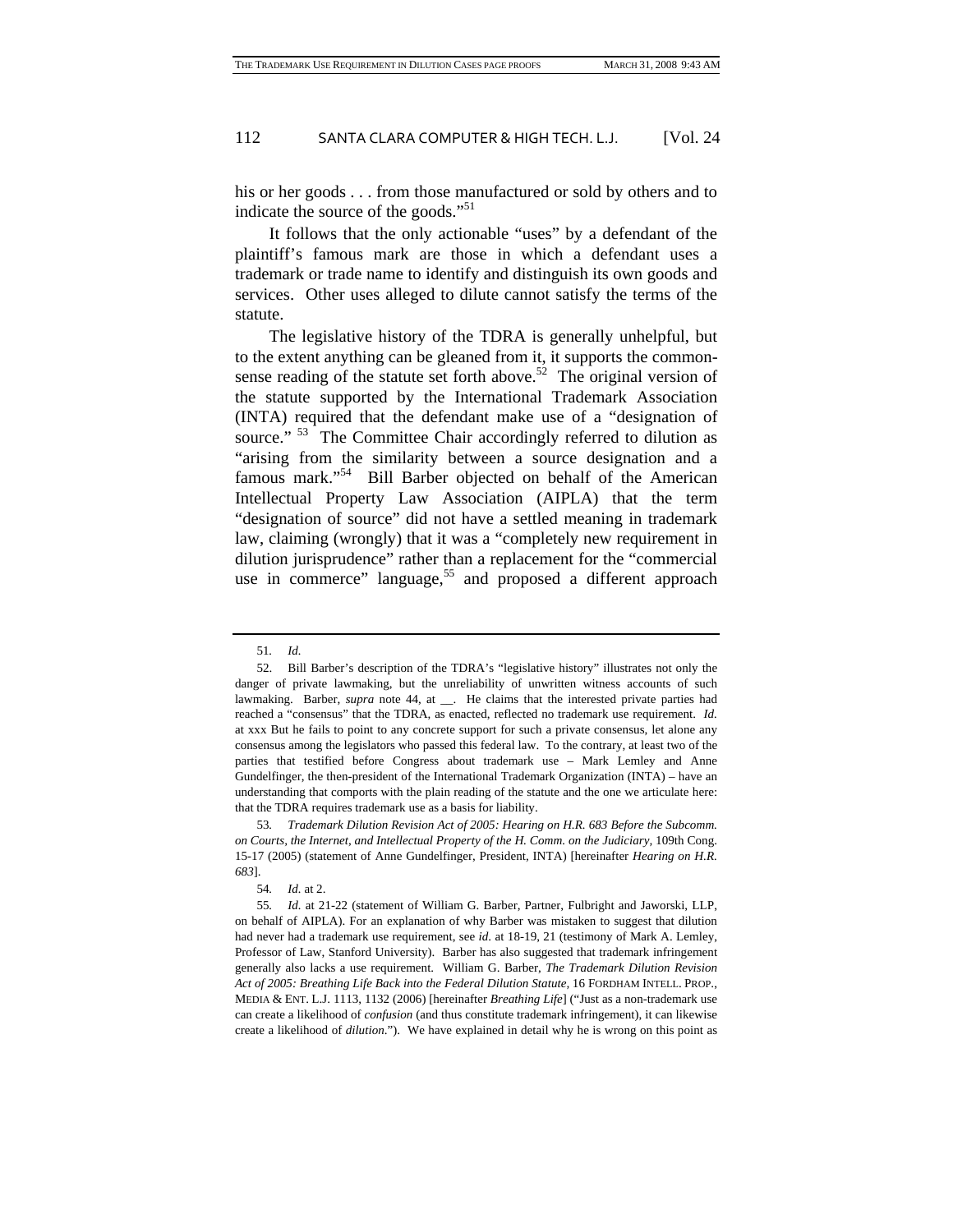his or her goods . . . from those manufactured or sold by others and to indicate the source of the goods."[51]

It follows that the only actionable "uses" by a defendant of the plaintiff's famous mark are those in which a defendant uses a trademark or trade name to identify and distinguish its own goods and services. Other uses alleged to dilute cannot satisfy the terms of the statute.

The legislative history of the TDRA is generally unhelpful, but to the extent anything can be gleaned from it, it supports the common-sense reading of the statute set forth above.[52] The original version of the statute supported by the International Trademark Association (INTA) required that the defendant make use of a "designation of source." [53] The Committee Chair accordingly referred to dilution as "arising from the similarity between a source designation and a famous mark."[54] Bill Barber objected on behalf of the American Intellectual Property Law Association (AIPLA) that the term "designation of source" did not have a settled meaning in trademark law, claiming (wrongly) that it was a "completely new requirement in dilution jurisprudence" rather than a replacement for the "commercial use in commerce" language,[55] and proposed a different approach

---

51. *Id.*

52. Bill Barber's description of the TDRA's "legislative history" illustrates not only the danger of private lawmaking, but the unreliability of unwritten witness accounts of such lawmaking. Barber, *supra* note 44, at __. He claims that the interested private parties had reached a "consensus" that the TDRA, as enacted, reflected no trademark use requirement. *Id.* at xxx But he fails to point to any concrete support for such a private consensus, let alone any consensus among the legislators who passed this federal law. To the contrary, at least two of the parties that testified before Congress about trademark use – Mark Lemley and Anne Gundelfinger, the then-president of the International Trademark Organization (INTA) – have an understanding that comports with the plain reading of the statute and the one we articulate here: that the TDRA requires trademark use as a basis for liability.

53. *Trademark Dilution Revision Act of 2005: Hearing on H.R. 683 Before the Subcomm. on Courts, the Internet, and Intellectual Property of the H. Comm. on the Judiciary*, 109th Cong. 15-17 (2005) (statement of Anne Gundelfinger, President, INTA) [hereinafter *Hearing on H.R. 683*].

54. *Id.* at 2.

55. *Id.* at 21-22 (statement of William G. Barber, Partner, Fulbright and Jaworski, LLP, on behalf of AIPLA). For an explanation of why Barber was mistaken to suggest that dilution had never had a trademark use requirement, see *id.* at 18-19, 21 (testimony of Mark A. Lemley, Professor of Law, Stanford University). Barber has also suggested that trademark infringement generally also lacks a use requirement. William G. Barber, *The Trademark Dilution Revision Act of 2005: Breathing Life Back into the Federal Dilution Statute*, 16 FORDHAM INTELL. PROP., MEDIA & ENT. L.J. 1113, 1132 (2006) [hereinafter *Breathing Life*] ("Just as a non-trademark use can create a likelihood of *confusion* (and thus constitute trademark infringement), it can likewise create a likelihood of *dilution*."). We have explained in detail why he is wrong on this point as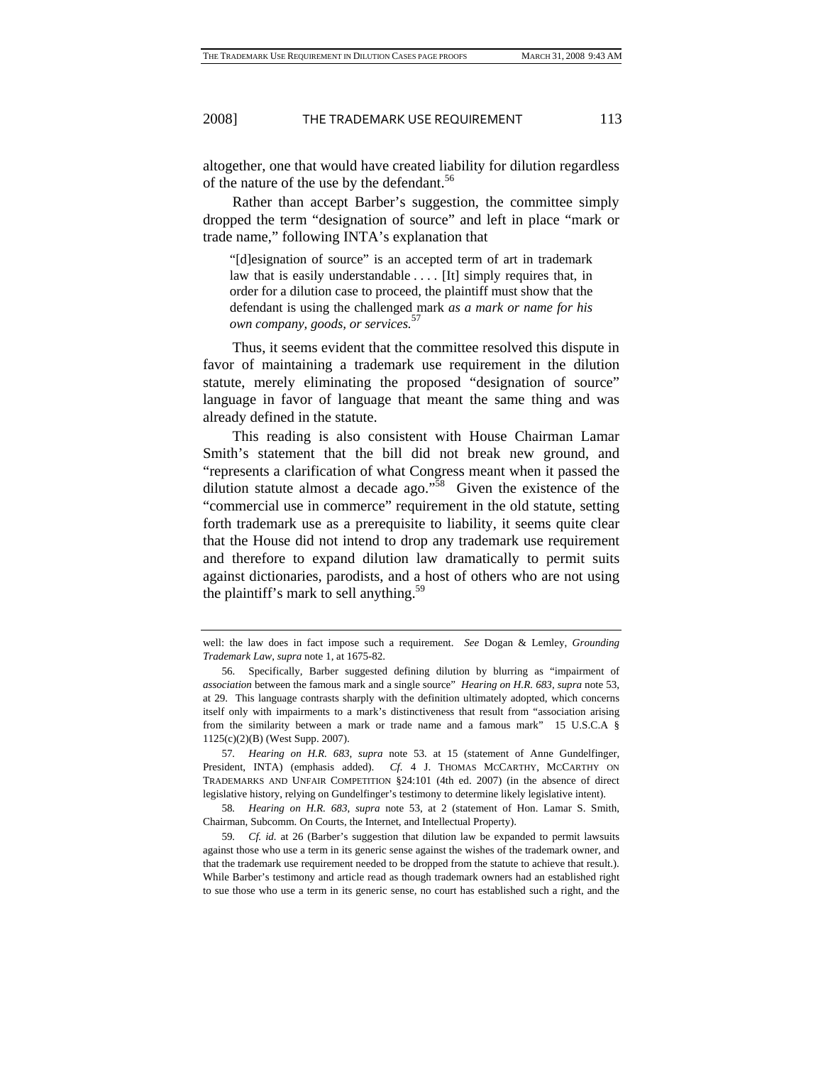altogether, one that would have created liability for dilution regardless of the nature of the use by the defendant.[56]

Rather than accept Barber's suggestion, the committee simply dropped the term "designation of source" and left in place "mark or trade name," following INTA's explanation that

> "[d]esignation of source" is an accepted term of art in trademark law that is easily understandable . . . . [It] simply requires that, in order for a dilution case to proceed, the plaintiff must show that the defendant is using the challenged mark *as a mark or name for his own company, goods, or services*.[57]

Thus, it seems evident that the committee resolved this dispute in favor of maintaining a trademark use requirement in the dilution statute, merely eliminating the proposed "designation of source" language in favor of language that meant the same thing and was already defined in the statute.

This reading is also consistent with House Chairman Lamar Smith's statement that the bill did not break new ground, and "represents a clarification of what Congress meant when it passed the dilution statute almost a decade ago."[58] Given the existence of the "commercial use in commerce" requirement in the old statute, setting forth trademark use as a prerequisite to liability, it seems quite clear that the House did not intend to drop any trademark use requirement and therefore to expand dilution law dramatically to permit suits against dictionaries, parodists, and a host of others who are not using the plaintiff's mark to sell anything.[59]

---

well: the law does in fact impose such a requirement. *See* Dogan & Lemley, *Grounding Trademark Law*, *supra* note 1, at 1675-82.

56. Specifically, Barber suggested defining dilution by blurring as "impairment of *association* between the famous mark and a single source" *Hearing on H.R. 683*, *supra* note 53, at 29. This language contrasts sharply with the definition ultimately adopted, which concerns itself only with impairments to a mark's distinctiveness that result from "association arising from the similarity between a mark or trade name and a famous mark" 15 U.S.C.A § 1125(c)(2)(B) (West Supp. 2007).

57. *Hearing on H.R. 683*, *supra* note 53. at 15 (statement of Anne Gundelfinger, President, INTA) (emphasis added). *Cf.* 4 J. THOMAS MCCARTHY, MCCARTHY ON TRADEMARKS AND UNFAIR COMPETITION §24:101 (4th ed. 2007) (in the absence of direct legislative history, relying on Gundelfinger's testimony to determine likely legislative intent).

58. *Hearing on H.R. 683*, *supra* note 53, at 2 (statement of Hon. Lamar S. Smith, Chairman, Subcomm. On Courts, the Internet, and Intellectual Property).

59. *Cf. id.* at 26 (Barber's suggestion that dilution law be expanded to permit lawsuits against those who use a term in its generic sense against the wishes of the trademark owner, and that the trademark use requirement needed to be dropped from the statute to achieve that result.). While Barber's testimony and article read as though trademark owners had an established right to sue those who use a term in its generic sense, no court has established such a right, and the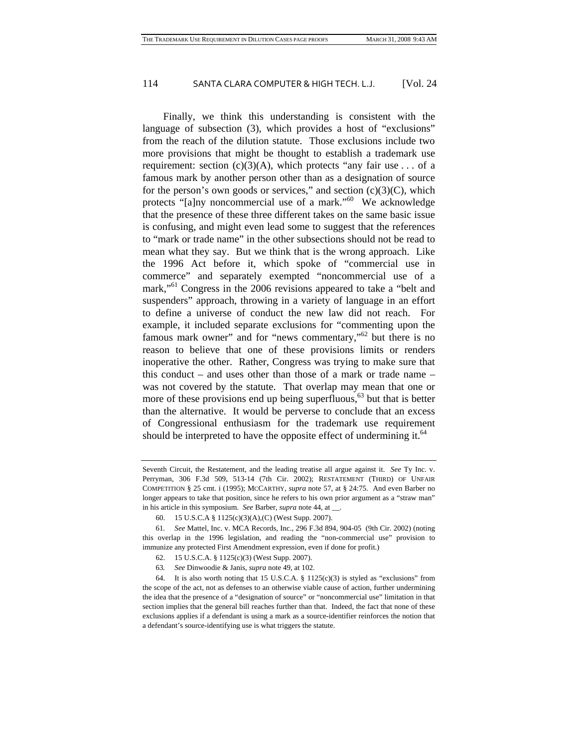Finally, we think this understanding is consistent with the language of subsection (3), which provides a host of "exclusions" from the reach of the dilution statute. Those exclusions include two more provisions that might be thought to establish a trademark use requirement: section (c)(3)(A), which protects "any fair use . . . of a famous mark by another person other than as a designation of source for the person's own goods or services," and section (c)(3)(C), which protects "[a]ny noncommercial use of a mark."[60] We acknowledge that the presence of these three different takes on the same basic issue is confusing, and might even lead some to suggest that the references to "mark or trade name" in the other subsections should not be read to mean what they say. But we think that is the wrong approach. Like the 1996 Act before it, which spoke of "commercial use in commerce" and separately exempted "noncommercial use of a mark,"[61] Congress in the 2006 revisions appeared to take a "belt and suspenders" approach, throwing in a variety of language in an effort to define a universe of conduct the new law did not reach. For example, it included separate exclusions for "commenting upon the famous mark owner" and for "news commentary,"[62] but there is no reason to believe that one of these provisions limits or renders inoperative the other. Rather, Congress was trying to make sure that this conduct – and uses other than those of a mark or trade name – was not covered by the statute. That overlap may mean that one or more of these provisions end up being superfluous,[63] but that is better than the alternative. It would be perverse to conclude that an excess of Congressional enthusiasm for the trademark use requirement should be interpreted to have the opposite effect of undermining it.[64]

---

Seventh Circuit, the Restatement, and the leading treatise all argue against it. *See* Ty Inc. v. Perryman, 306 F.3d 509, 513-14 (7th Cir. 2002); RESTATEMENT (THIRD) OF UNFAIR COMPETITION § 25 cmt. i (1995); MCCARTHY, *supra* note 57, at § 24:75. And even Barber no longer appears to take that position, since he refers to his own prior argument as a "straw man" in his article in this symposium. *See* Barber, *supra* note 44, at __.

60. 15 U.S.C.A § 1125(c)(3)(A),(C) (West Supp. 2007).

61. *See* Mattel, Inc. v. MCA Records, Inc., 296 F.3d 894, 904-05 (9th Cir. 2002) (noting this overlap in the 1996 legislation, and reading the "non-commercial use" provision to immunize any protected First Amendment expression, even if done for profit.)

62. 15 U.S.C.A. § 1125(c)(3) (West Supp. 2007).

63. *See* Dinwoodie & Janis, *supra* note 49, at 102.

64. It is also worth noting that 15 U.S.C.A. § 1125(c)(3) is styled as "exclusions" from the scope of the act, not as defenses to an otherwise viable cause of action, further undermining the idea that the presence of a "designation of source" or "noncommercial use" limitation in that section implies that the general bill reaches further than that. Indeed, the fact that none of these exclusions applies if a defendant is using a mark as a source-identifier reinforces the notion that a defendant's source-identifying use is what triggers the statute.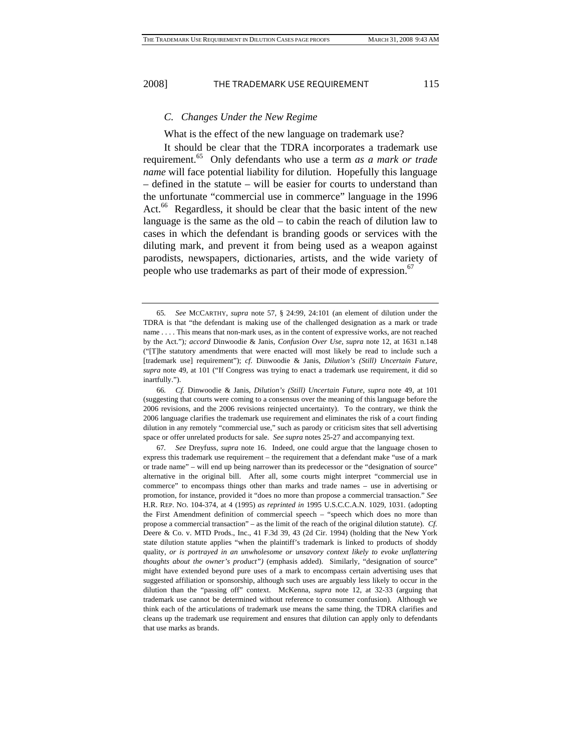### *C. Changes Under the New Regime*

What is the effect of the new language on trademark use?

It should be clear that the TDRA incorporates a trademark use requirement.[65] Only defendants who use a term *as a mark or trade name* will face potential liability for dilution. Hopefully this language – defined in the statute – will be easier for courts to understand than the unfortunate "commercial use in commerce" language in the 1996 Act.[66] Regardless, it should be clear that the basic intent of the new language is the same as the old – to cabin the reach of dilution law to cases in which the defendant is branding goods or services with the diluting mark, and prevent it from being used as a weapon against parodists, newspapers, dictionaries, artists, and the wide variety of people who use trademarks as part of their mode of expression.[67]

---

65. *See* MCCARTHY, *supra* note 57, § 24:99, 24:101 (an element of dilution under the TDRA is that "the defendant is making use of the challenged designation as a mark or trade name . . . . This means that non-mark uses, as in the content of expressive works, are not reached by the Act.")*; accord* Dinwoodie & Janis, *Confusion Over Use*, *supra* note 12, at 1631 n.148 ("[T]he statutory amendments that were enacted will most likely be read to include such a [trademark use] requirement"); *cf.* Dinwoodie & Janis, *Dilution's (Still) Uncertain Future*, *supra* note 49, at 101 ("If Congress was trying to enact a trademark use requirement, it did so inartfully.").

66. *Cf.* Dinwoodie & Janis, *Dilution's (Still) Uncertain Future*, *supra* note 49, at 101 (suggesting that courts were coming to a consensus over the meaning of this language before the 2006 revisions, and the 2006 revisions reinjected uncertainty). To the contrary, we think the 2006 language clarifies the trademark use requirement and eliminates the risk of a court finding dilution in any remotely "commercial use," such as parody or criticism sites that sell advertising space or offer unrelated products for sale. *See supra* notes 25-27 and accompanying text.

67. *See* Dreyfuss, *supra* note 16. Indeed, one could argue that the language chosen to express this trademark use requirement – the requirement that a defendant make "use of a mark or trade name" – will end up being narrower than its predecessor or the "designation of source" alternative in the original bill. After all, some courts might interpret "commercial use in commerce" to encompass things other than marks and trade names – use in advertising or promotion, for instance, provided it "does no more than propose a commercial transaction." *See* H.R. REP. NO. 104-374, at 4 (1995) *as reprinted in* 1995 U.S.C.C.A.N. 1029, 1031. (adopting the First Amendment definition of commercial speech – "speech which does no more than propose a commercial transaction" – as the limit of the reach of the original dilution statute). *Cf.* Deere & Co. v. MTD Prods., Inc., 41 F.3d 39, 43 (2d Cir. 1994) (holding that the New York state dilution statute applies "when the plaintiff's trademark is linked to products of shoddy quality, *or is portrayed in an unwholesome or unsavory context likely to evoke unflattering thoughts about the owner's product")* (emphasis added). Similarly, "designation of source" might have extended beyond pure uses of a mark to encompass certain advertising uses that suggested affiliation or sponsorship, although such uses are arguably less likely to occur in the dilution than the "passing off" context. McKenna, *supra* note 12, at 32-33 (arguing that trademark use cannot be determined without reference to consumer confusion). Although we think each of the articulations of trademark use means the same thing, the TDRA clarifies and cleans up the trademark use requirement and ensures that dilution can apply only to defendants that use marks as brands.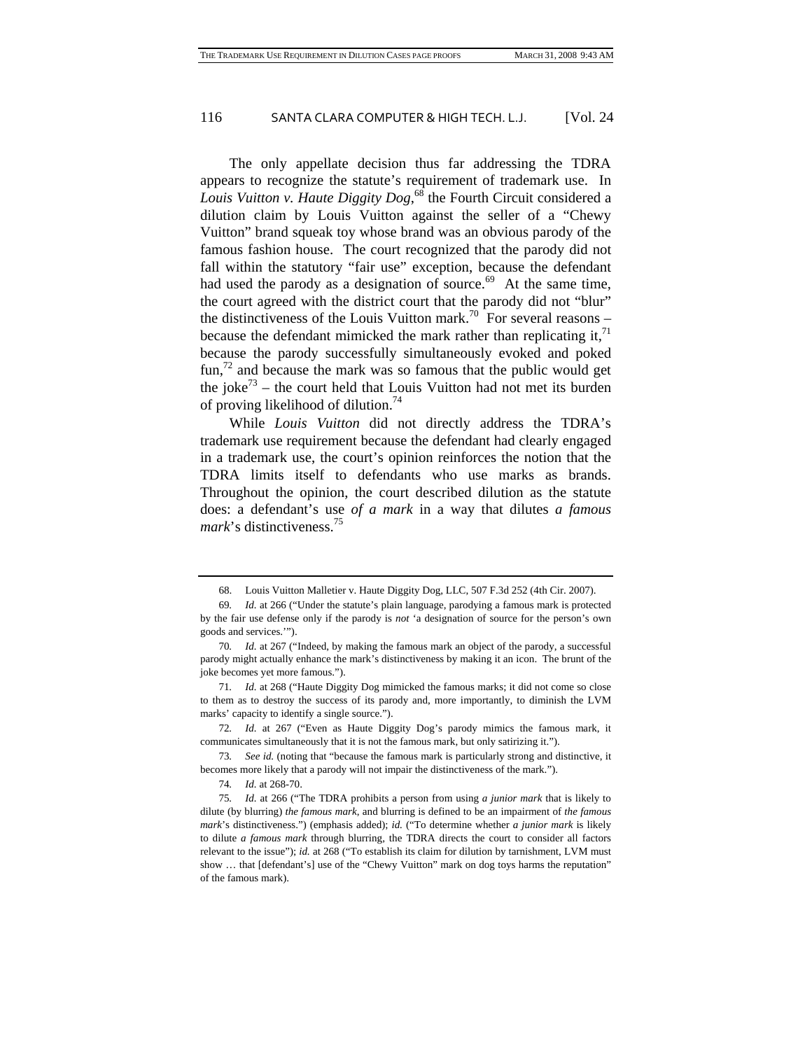The only appellate decision thus far addressing the TDRA appears to recognize the statute's requirement of trademark use. In *Louis Vuitton v. Haute Diggity Dog*,[68] the Fourth Circuit considered a dilution claim by Louis Vuitton against the seller of a "Chewy Vuitton" brand squeak toy whose brand was an obvious parody of the famous fashion house. The court recognized that the parody did not fall within the statutory "fair use" exception, because the defendant had used the parody as a designation of source.[69] At the same time, the court agreed with the district court that the parody did not "blur" the distinctiveness of the Louis Vuitton mark.[70] For several reasons – because the defendant mimicked the mark rather than replicating it,[71] because the parody successfully simultaneously evoked and poked fun,[72] and because the mark was so famous that the public would get the joke[73] – the court held that Louis Vuitton had not met its burden of proving likelihood of dilution.[74]

While *Louis Vuitton* did not directly address the TDRA's trademark use requirement because the defendant had clearly engaged in a trademark use, the court's opinion reinforces the notion that the TDRA limits itself to defendants who use marks as brands. Throughout the opinion, the court described dilution as the statute does: a defendant's use *of a mark* in a way that dilutes *a famous mark*'s distinctiveness.[75]

---

68. Louis Vuitton Malletier v. Haute Diggity Dog, LLC, 507 F.3d 252 (4th Cir. 2007).

69. *Id.* at 266 ("Under the statute's plain language, parodying a famous mark is protected by the fair use defense only if the parody is *not* 'a designation of source for the person's own goods and services.'").

70. *Id.* at 267 ("Indeed, by making the famous mark an object of the parody, a successful parody might actually enhance the mark's distinctiveness by making it an icon. The brunt of the joke becomes yet more famous.").

71. *Id.* at 268 ("Haute Diggity Dog mimicked the famous marks; it did not come so close to them as to destroy the success of its parody and, more importantly, to diminish the LVM marks' capacity to identify a single source.").

72. *Id.* at 267 ("Even as Haute Diggity Dog's parody mimics the famous mark, it communicates simultaneously that it is not the famous mark, but only satirizing it.").

73. *See id.* (noting that "because the famous mark is particularly strong and distinctive, it becomes more likely that a parody will not impair the distinctiveness of the mark.").

74. *Id.* at 268-70.

75. *Id.* at 266 ("The TDRA prohibits a person from using *a junior mark* that is likely to dilute (by blurring) *the famous mark*, and blurring is defined to be an impairment of *the famous mark*'s distinctiveness.") (emphasis added); *id.* ("To determine whether *a junior mark* is likely to dilute *a famous mark* through blurring, the TDRA directs the court to consider all factors relevant to the issue"); *id.* at 268 ("To establish its claim for dilution by tarnishment, LVM must show … that [defendant's] use of the "Chewy Vuitton" mark on dog toys harms the reputation" of the famous mark).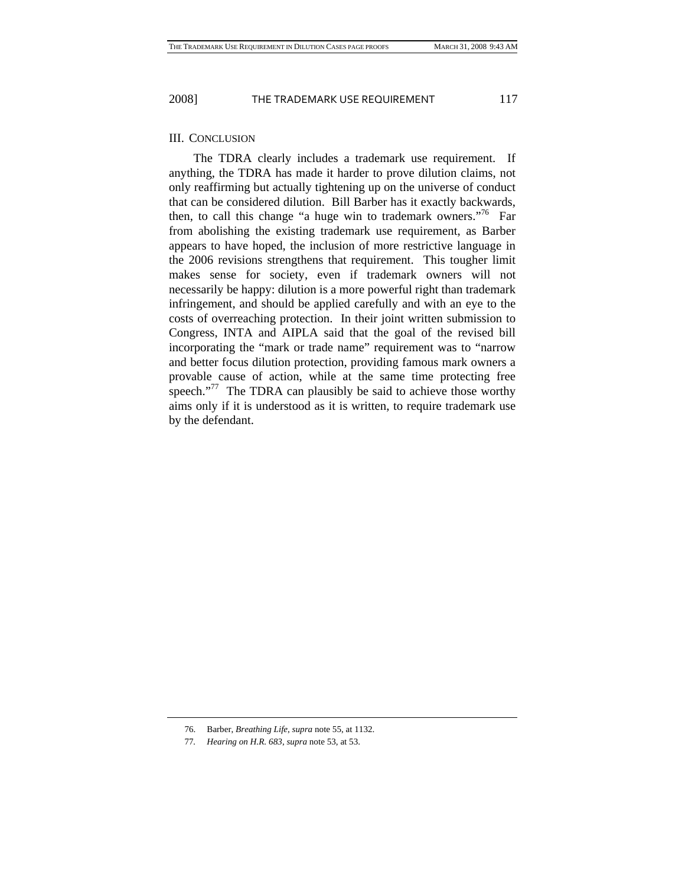## III. Conclusion

The TDRA clearly includes a trademark use requirement. If anything, the TDRA has made it harder to prove dilution claims, not only reaffirming but actually tightening up on the universe of conduct that can be considered dilution. Bill Barber has it exactly backwards, then, to call this change "a huge win to trademark owners."[76] Far from abolishing the existing trademark use requirement, as Barber appears to have hoped, the inclusion of more restrictive language in the 2006 revisions strengthens that requirement. This tougher limit makes sense for society, even if trademark owners will not necessarily be happy: dilution is a more powerful right than trademark infringement, and should be applied carefully and with an eye to the costs of overreaching protection. In their joint written submission to Congress, INTA and AIPLA said that the goal of the revised bill incorporating the "mark or trade name" requirement was to "narrow and better focus dilution protection, providing famous mark owners a provable cause of action, while at the same time protecting free speech."[77] The TDRA can plausibly be said to achieve those worthy aims only if it is understood as it is written, to require trademark use by the defendant.

---

76. Barber, *Breathing Life*, *supra* note 55, at 1132.

77. *Hearing on H.R. 683*, *supra* note 53, at 53.